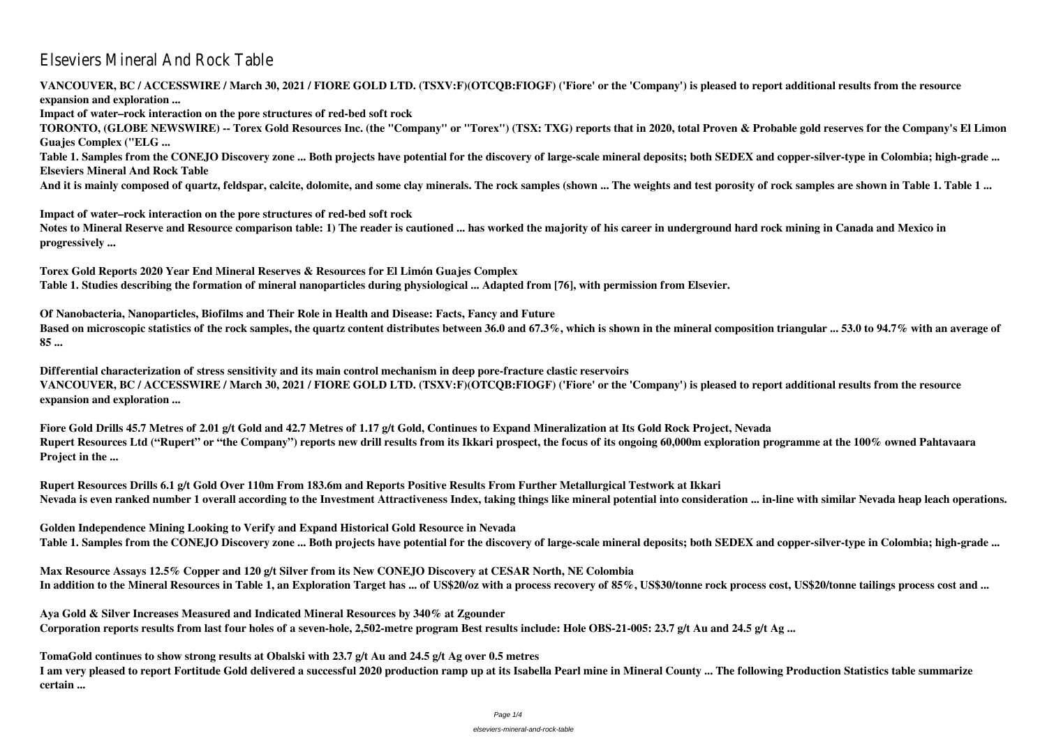# Elseviers Mineral And Rock Table

**VANCOUVER, BC / ACCESSWIRE / March 30, 2021 / FIORE GOLD LTD. (TSXV:F)(OTCQB:FIOGF) ('Fiore' or the 'Company') is pleased to report additional results from the resource expansion and exploration ...**

**Impact of water–rock interaction on the pore structures of red-bed soft rock**

**TORONTO, (GLOBE NEWSWIRE) -- Torex Gold Resources Inc. (the "Company" or "Torex") (TSX: TXG) reports that in 2020, total Proven & Probable gold reserves for the Company's El Limon Guajes Complex ("ELG ...**

**Table 1. Samples from the CONEJO Discovery zone ... Both projects have potential for the discovery of large-scale mineral deposits; both SEDEX and copper-silver-type in Colombia; high-grade ...**

**Elseviers Mineral And Rock Table**

**And it is mainly composed of quartz, feldspar, calcite, dolomite, and some clay minerals. The rock samples (shown ... The weights and test porosity of rock samples are shown in Table 1. Table 1 ...**

**Impact of water–rock interaction on the pore structures of red-bed soft rock**

**Notes to Mineral Reserve and Resource comparison table: 1) The reader is cautioned ... has worked the majority of his career in underground hard rock mining in Canada and Mexico in progressively ...**

**Torex Gold Reports 2020 Year End Mineral Reserves & Resources for El Limón Guajes Complex**

**Table 1. Studies describing the formation of mineral nanoparticles during physiological ... Adapted from [76], with permission from Elsevier.**

**Of Nanobacteria, Nanoparticles, Biofilms and Their Role in Health and Disease: Facts, Fancy and Future**

**Based on microscopic statistics of the rock samples, the quartz content distributes between 36.0 and 67.3%, which is shown in the mineral composition triangular ... 53.0 to 94.7% with an average of 85 ...**

**Differential characterization of stress sensitivity and its main control mechanism in deep pore-fracture clastic reservoirs**

**VANCOUVER, BC / ACCESSWIRE / March 30, 2021 / FIORE GOLD LTD. (TSXV:F)(OTCQB:FIOGF) ('Fiore' or the 'Company') is pleased to report additional results from the resource expansion and exploration ...**

**Fiore Gold Drills 45.7 Metres of 2.01 g/t Gold and 42.7 Metres of 1.17 g/t Gold, Continues to Expand Mineralization at Its Gold Rock Project, Nevada**

**Rupert Resources Ltd ("Rupert" or "the Company") reports new drill results from its Ikkari prospect, the focus of its ongoing 60,000m exploration programme at the 100% owned Pahtavaara Project in the ...**

**Rupert Resources Drills 6.1 g/t Gold Over 110m From 183.6m and Reports Positive Results From Further Metallurgical Testwork at Ikkari**

**Nevada is even ranked number 1 overall according to the Investment Attractiveness Index, taking things like mineral potential into consideration ... in-line with similar Nevada heap leach operations.**

**Golden Independence Mining Looking to Verify and Expand Historical Gold Resource in Nevada**

**Table 1. Samples from the CONEJO Discovery zone ... Both projects have potential for the discovery of large-scale mineral deposits; both SEDEX and copper-silver-type in Colombia; high-grade ...**

**Max Resource Assays 12.5% Copper and 120 g/t Silver from its New CONEJO Discovery at CESAR North, NE Colombia**

**In addition to the Mineral Resources in Table 1, an Exploration Target has ... of US$20/oz with a process recovery of 85%, US$30/tonne rock process cost, US$20/tonne tailings process cost and ...**

**Aya Gold & Silver Increases Measured and Indicated Mineral Resources by 340% at Zgounder**

**Corporation reports results from last four holes of a seven-hole, 2,502-metre program Best results include: Hole OBS-21-005: 23.7 g/t Au and 24.5 g/t Ag ...**

**TomaGold continues to show strong results at Obalski with 23.7 g/t Au and 24.5 g/t Ag over 0.5 metres**

**I am very pleased to report Fortitude Gold delivered a successful 2020 production ramp up at its Isabella Pearl mine in Mineral County ... The following Production Statistics table summarize certain ...**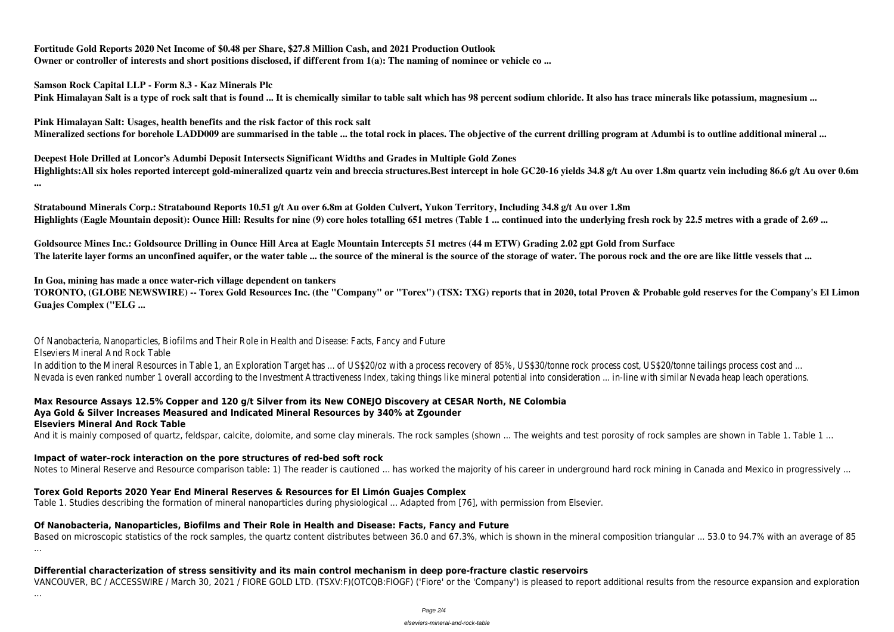**Fortitude Gold Reports 2020 Net Income of $0.48 per Share, $27.8 Million Cash, and 2021 Production Outlook**
**Owner or controller of interests and short positions disclosed, if different from 1(a): The naming of nominee or vehicle co ...**

**Samson Rock Capital LLP - Form 8.3 - Kaz Minerals Plc**
**Pink Himalayan Salt is a type of rock salt that is found ... It is chemically similar to table salt which has 98 percent sodium chloride. It also has trace minerals like potassium, magnesium ...**

**Pink Himalayan Salt: Usages, health benefits and the risk factor of this rock salt**
**Mineralized sections for borehole LADD009 are summarised in the table ... the total rock in places. The objective of the current drilling program at Adumbi is to outline additional mineral ...**

**Deepest Hole Drilled at Loncor's Adumbi Deposit Intersects Significant Widths and Grades in Multiple Gold Zones**
**Highlights:All six holes reported intercept gold-mineralized quartz vein and breccia structures.Best intercept in hole GC20-16 yields 34.8 g/t Au over 1.8m quartz vein including 86.6 g/t Au over 0.6m ...**

**Stratabound Minerals Corp.: Stratabound Reports 10.51 g/t Au over 6.8m at Golden Culvert, Yukon Territory, Including 34.8 g/t Au over 1.8m**
**Highlights (Eagle Mountain deposit): Ounce Hill: Results for nine (9) core holes totalling 651 metres (Table 1 ... continued into the underlying fresh rock by 22.5 metres with a grade of 2.69 ...**

**Goldsource Mines Inc.: Goldsource Drilling in Ounce Hill Area at Eagle Mountain Intercepts 51 metres (44 m ETW) Grading 2.02 gpt Gold from Surface**
**The laterite layer forms an unconfined aquifer, or the water table ... the source of the mineral is the source of the storage of water. The porous rock and the ore are like little vessels that ...**

**In Goa, mining has made a once water-rich village dependent on tankers**
**TORONTO, (GLOBE NEWSWIRE) -- Torex Gold Resources Inc. (the "Company" or "Torex") (TSX: TXG) reports that in 2020, total Proven & Probable gold reserves for the Company's El Limon Guajes Complex ("ELG ...**

Of Nanobacteria, Nanoparticles, Biofilms and Their Role in Health and Disease: Facts, Fancy and Future
Elseviers Mineral And Rock Table
In addition to the Mineral Resources in Table 1, an Exploration Target has ... of US$20/oz with a process recovery of 85%, US$30/tonne rock process cost, US$20/tonne tailings process cost and ...
Nevada is even ranked number 1 overall according to the Investment Attractiveness Index, taking things like mineral potential into consideration ... in-line with similar Nevada heap leach operations.

**Max Resource Assays 12.5% Copper and 120 g/t Silver from its New CONEJO Discovery at CESAR North, NE Colombia**
**Aya Gold & Silver Increases Measured and Indicated Mineral Resources by 340% at Zgounder**
**Elseviers Mineral And Rock Table**

And it is mainly composed of quartz, feldspar, calcite, dolomite, and some clay minerals. The rock samples (shown ... The weights and test porosity of rock samples are shown in Table 1. Table 1 ...

**Impact of water–rock interaction on the pore structures of red-bed soft rock**

Notes to Mineral Reserve and Resource comparison table: 1) The reader is cautioned ... has worked the majority of his career in underground hard rock mining in Canada and Mexico in progressively ...

**Torex Gold Reports 2020 Year End Mineral Reserves & Resources for El Limón Guajes Complex**

Table 1. Studies describing the formation of mineral nanoparticles during physiological ... Adapted from [76], with permission from Elsevier.

**Of Nanobacteria, Nanoparticles, Biofilms and Their Role in Health and Disease: Facts, Fancy and Future**

Based on microscopic statistics of the rock samples, the quartz content distributes between 36.0 and 67.3%, which is shown in the mineral composition triangular ... 53.0 to 94.7% with an average of 85 ...

**Differential characterization of stress sensitivity and its main control mechanism in deep pore-fracture clastic reservoirs**

VANCOUVER, BC / ACCESSWIRE / March 30, 2021 / FIORE GOLD LTD. (TSXV:F)(OTCQB:FIOGF) ('Fiore' or the 'Company') is pleased to report additional results from the resource expansion and exploration ...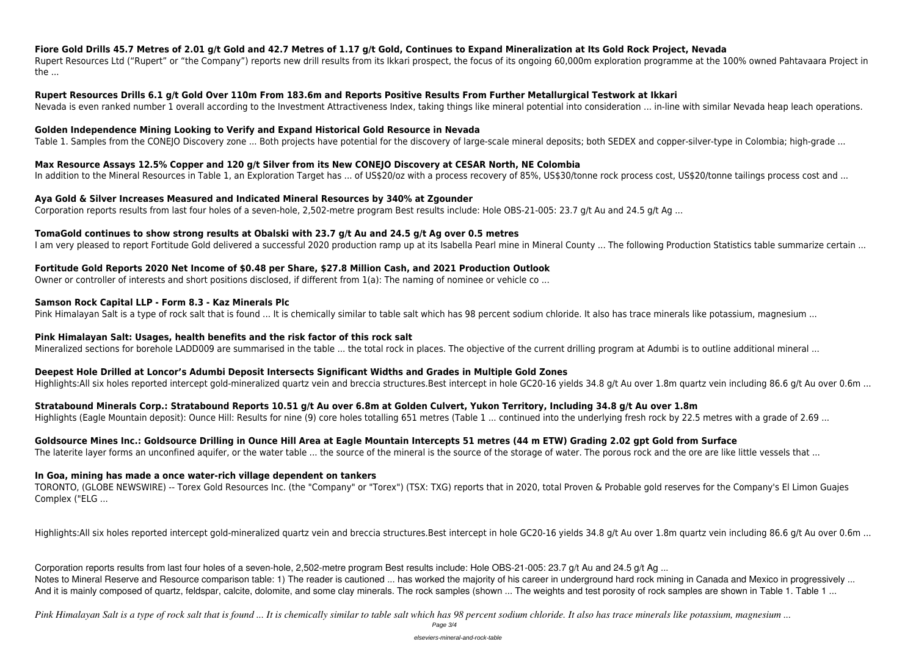**Fiore Gold Drills 45.7 Metres of 2.01 g/t Gold and 42.7 Metres of 1.17 g/t Gold, Continues to Expand Mineralization at Its Gold Rock Project, Nevada**

Rupert Resources Ltd ("Rupert" or "the Company") reports new drill results from its Ikkari prospect, the focus of its ongoing 60,000m exploration programme at the 100% owned Pahtavaara Project in the ...

**Rupert Resources Drills 6.1 g/t Gold Over 110m From 183.6m and Reports Positive Results From Further Metallurgical Testwork at Ikkari**

Nevada is even ranked number 1 overall according to the Investment Attractiveness Index, taking things like mineral potential into consideration ... in-line with similar Nevada heap leach operations.

**Golden Independence Mining Looking to Verify and Expand Historical Gold Resource in Nevada**

Table 1. Samples from the CONEJO Discovery zone ... Both projects have potential for the discovery of large-scale mineral deposits; both SEDEX and copper-silver-type in Colombia; high-grade ...

**Max Resource Assays 12.5% Copper and 120 g/t Silver from its New CONEJO Discovery at CESAR North, NE Colombia**

In addition to the Mineral Resources in Table 1, an Exploration Target has ... of US$20/oz with a process recovery of 85%, US$30/tonne rock process cost, US$20/tonne tailings process cost and ...

**Aya Gold & Silver Increases Measured and Indicated Mineral Resources by 340% at Zgounder**

Corporation reports results from last four holes of a seven-hole, 2,502-metre program Best results include: Hole OBS-21-005: 23.7 g/t Au and 24.5 g/t Ag ...

**TomaGold continues to show strong results at Obalski with 23.7 g/t Au and 24.5 g/t Ag over 0.5 metres**

I am very pleased to report Fortitude Gold delivered a successful 2020 production ramp up at its Isabella Pearl mine in Mineral County ... The following Production Statistics table summarize certain ...

**Fortitude Gold Reports 2020 Net Income of $0.48 per Share, $27.8 Million Cash, and 2021 Production Outlook**

Owner or controller of interests and short positions disclosed, if different from 1(a): The naming of nominee or vehicle co ...

**Samson Rock Capital LLP - Form 8.3 - Kaz Minerals Plc**

Pink Himalayan Salt is a type of rock salt that is found ... It is chemically similar to table salt which has 98 percent sodium chloride. It also has trace minerals like potassium, magnesium ...

**Pink Himalayan Salt: Usages, health benefits and the risk factor of this rock salt**

Mineralized sections for borehole LADD009 are summarised in the table ... the total rock in places. The objective of the current drilling program at Adumbi is to outline additional mineral ...

**Deepest Hole Drilled at Loncor's Adumbi Deposit Intersects Significant Widths and Grades in Multiple Gold Zones**

Highlights:All six holes reported intercept gold-mineralized quartz vein and breccia structures.Best intercept in hole GC20-16 yields 34.8 g/t Au over 1.8m quartz vein including 86.6 g/t Au over 0.6m ...

**Stratabound Minerals Corp.: Stratabound Reports 10.51 g/t Au over 6.8m at Golden Culvert, Yukon Territory, Including 34.8 g/t Au over 1.8m**

Highlights (Eagle Mountain deposit): Ounce Hill: Results for nine (9) core holes totalling 651 metres (Table 1 ... continued into the underlying fresh rock by 22.5 metres with a grade of 2.69 ...

**Goldsource Mines Inc.: Goldsource Drilling in Ounce Hill Area at Eagle Mountain Intercepts 51 metres (44 m ETW) Grading 2.02 gpt Gold from Surface**

The laterite layer forms an unconfined aquifer, or the water table ... the source of the mineral is the source of the storage of water. The porous rock and the ore are like little vessels that ...

**In Goa, mining has made a once water-rich village dependent on tankers**

TORONTO, (GLOBE NEWSWIRE) -- Torex Gold Resources Inc. (the "Company" or "Torex") (TSX: TXG) reports that in 2020, total Proven & Probable gold reserves for the Company's El Limon Guajes Complex ("ELG ...

Highlights:All six holes reported intercept gold-mineralized quartz vein and breccia structures.Best intercept in hole GC20-16 yields 34.8 g/t Au over 1.8m quartz vein including 86.6 g/t Au over 0.6m ...

Corporation reports results from last four holes of a seven-hole, 2,502-metre program Best results include: Hole OBS-21-005: 23.7 g/t Au and 24.5 g/t Ag ...
Notes to Mineral Reserve and Resource comparison table: 1) The reader is cautioned ... has worked the majority of his career in underground hard rock mining in Canada and Mexico in progressively ...
And it is mainly composed of quartz, feldspar, calcite, dolomite, and some clay minerals. The rock samples (shown ... The weights and test porosity of rock samples are shown in Table 1. Table 1 ...

*Pink Himalayan Salt is a type of rock salt that is found ... It is chemically similar to table salt which has 98 percent sodium chloride. It also has trace minerals like potassium, magnesium ...*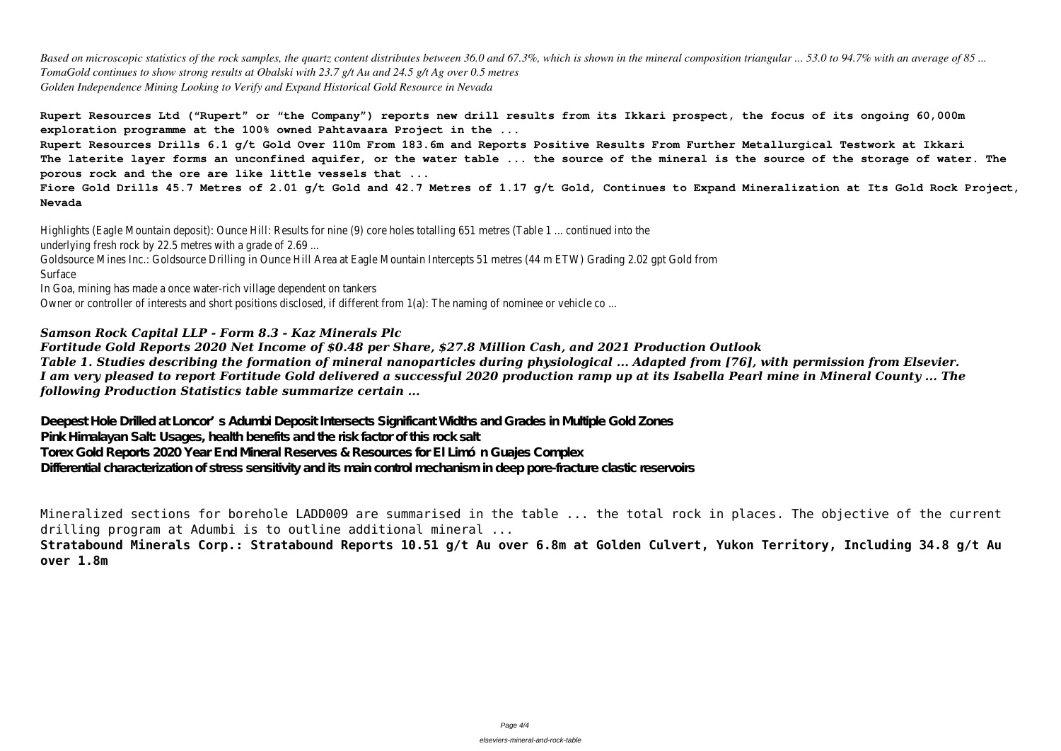*Based on microscopic statistics of the rock samples, the quartz content distributes between 36.0 and 67.3%, which is shown in the mineral composition triangular ... 53.0 to 94.7% with an average of 85 ...*
*TomaGold continues to show strong results at Obalski with 23.7 g/t Au and 24.5 g/t Ag over 0.5 metres*
*Golden Independence Mining Looking to Verify and Expand Historical Gold Resource in Nevada*

**Rupert Resources Ltd ("Rupert" or "the Company") reports new drill results from its Ikkari prospect, the focus of its ongoing 60,000m exploration programme at the 100% owned Pahtavaara Project in the ...**
**Rupert Resources Drills 6.1 g/t Gold Over 110m From 183.6m and Reports Positive Results From Further Metallurgical Testwork at Ikkari**
**The laterite layer forms an unconfined aquifer, or the water table ... the source of the mineral is the source of the storage of water. The porous rock and the ore are like little vessels that ...**
**Fiore Gold Drills 45.7 Metres of 2.01 g/t Gold and 42.7 Metres of 1.17 g/t Gold, Continues to Expand Mineralization at Its Gold Rock Project, Nevada**

Highlights (Eagle Mountain deposit): Ounce Hill: Results for nine (9) core holes totalling 651 metres (Table 1 ... continued into the underlying fresh rock by 22.5 metres with a grade of 2.69 ...
Goldsource Mines Inc.: Goldsource Drilling in Ounce Hill Area at Eagle Mountain Intercepts 51 metres (44 m ETW) Grading 2.02 gpt Gold from Surface
In Goa, mining has made a once water-rich village dependent on tankers
Owner or controller of interests and short positions disclosed, if different from 1(a): The naming of nominee or vehicle co ...

***Samson Rock Capital LLP - Form 8.3 - Kaz Minerals Plc***
***Fortitude Gold Reports 2020 Net Income of $0.48 per Share, $27.8 Million Cash, and 2021 Production Outlook***
***Table 1. Studies describing the formation of mineral nanoparticles during physiological ... Adapted from [76], with permission from Elsevier.***
***I am very pleased to report Fortitude Gold delivered a successful 2020 production ramp up at its Isabella Pearl mine in Mineral County ... The following Production Statistics table summarize certain ...***

**Deepest Hole Drilled at Loncor's Adumbi Deposit Intersects Significant Widths and Grades in Multiple Gold Zones**
**Pink Himalayan Salt: Usages, health benefits and the risk factor of this rock salt**
**Torex Gold Reports 2020 Year End Mineral Reserves & Resources for El Limón Guajes Complex**
**Differential characterization of stress sensitivity and its main control mechanism in deep pore-fracture clastic reservoirs**

Mineralized sections for borehole LADD009 are summarised in the table ... the total rock in places. The objective of the current drilling program at Adumbi is to outline additional mineral ...
**Stratabound Minerals Corp.: Stratabound Reports 10.51 g/t Au over 6.8m at Golden Culvert, Yukon Territory, Including 34.8 g/t Au over 1.8m**